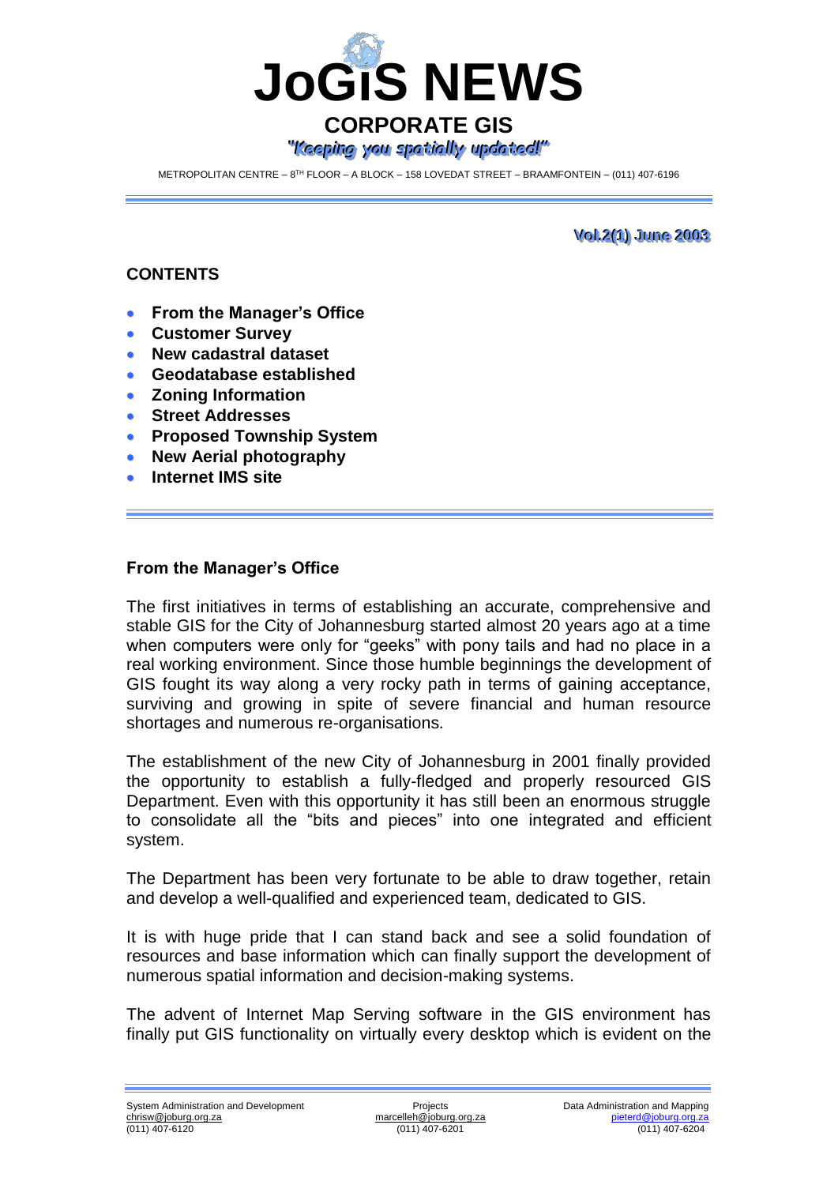# JoGIS NEWS

## CORPORATE GIS

*"Keeping you spatially updated!"*

METROPOLITAN CENTRE – 8TH FLOOR – A BLOCK – 158 LOVEDAT STREET – BRAAMFONTEIN – (011) 407-6196

**Vol.2(1) June 2003**

### CONTENTS

- **From the Manager's Office**
- **Customer Survey**
- **New cadastral dataset**
- **Geodatabase established**
- **Zoning Information**
- **Street Addresses**
- **Proposed Township System**
- **New Aerial photography**
- **Internet IMS site**

### From the Manager's Office

The first initiatives in terms of establishing an accurate, comprehensive and stable GIS for the City of Johannesburg started almost 20 years ago at a time when computers were only for "geeks" with pony tails and had no place in a real working environment. Since those humble beginnings the development of GIS fought its way along a very rocky path in terms of gaining acceptance, surviving and growing in spite of severe financial and human resource shortages and numerous re-organisations.

The establishment of the new City of Johannesburg in 2001 finally provided the opportunity to establish a fully-fledged and properly resourced GIS Department. Even with this opportunity it has still been an enormous struggle to consolidate all the "bits and pieces" into one integrated and efficient system.

The Department has been very fortunate to be able to draw together, retain and develop a well-qualified and experienced team, dedicated to GIS.

It is with huge pride that I can stand back and see a solid foundation of resources and base information which can finally support the development of numerous spatial information and decision-making systems.

The advent of Internet Map Serving software in the GIS environment has finally put GIS functionality on virtually every desktop which is evident on the

System Administration and Development
chrisw@joburg.org.za
(011) 407-6120

Projects
marcelleh@joburg.org.za
(011) 407-6201

Data Administration and Mapping
pieterd@joburg.org.za
(011) 407-6204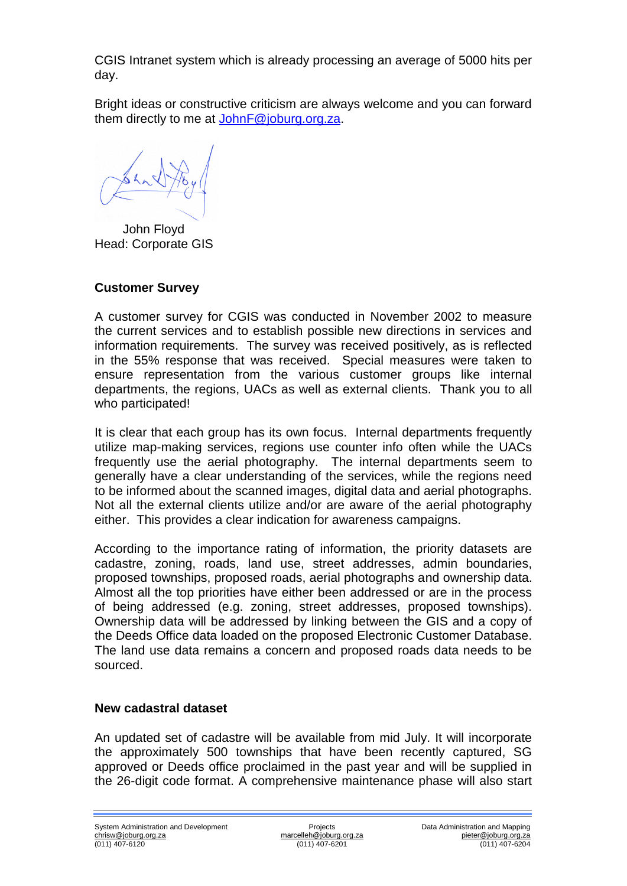CGIS Intranet system which is already processing an average of 5000 hits per day.

Bright ideas or constructive criticism are always welcome and you can forward them directly to me at JohnF@joburg.org.za.

John Floyd
Head: Corporate GIS

### Customer Survey

A customer survey for CGIS was conducted in November 2002 to measure the current services and to establish possible new directions in services and information requirements. The survey was received positively, as is reflected in the 55% response that was received. Special measures were taken to ensure representation from the various customer groups like internal departments, the regions, UACs as well as external clients. Thank you to all who participated!

It is clear that each group has its own focus. Internal departments frequently utilize map-making services, regions use counter info often while the UACs frequently use the aerial photography. The internal departments seem to generally have a clear understanding of the services, while the regions need to be informed about the scanned images, digital data and aerial photographs. Not all the external clients utilize and/or are aware of the aerial photography either. This provides a clear indication for awareness campaigns.

According to the importance rating of information, the priority datasets are cadastre, zoning, roads, land use, street addresses, admin boundaries, proposed townships, proposed roads, aerial photographs and ownership data. Almost all the top priorities have either been addressed or are in the process of being addressed (e.g. zoning, street addresses, proposed townships). Ownership data will be addressed by linking between the GIS and a copy of the Deeds Office data loaded on the proposed Electronic Customer Database. The land use data remains a concern and proposed roads data needs to be sourced.

### New cadastral dataset

An updated set of cadastre will be available from mid July. It will incorporate the approximately 500 townships that have been recently captured, SG approved or Deeds office proclaimed in the past year and will be supplied in the 26-digit code format. A comprehensive maintenance phase will also start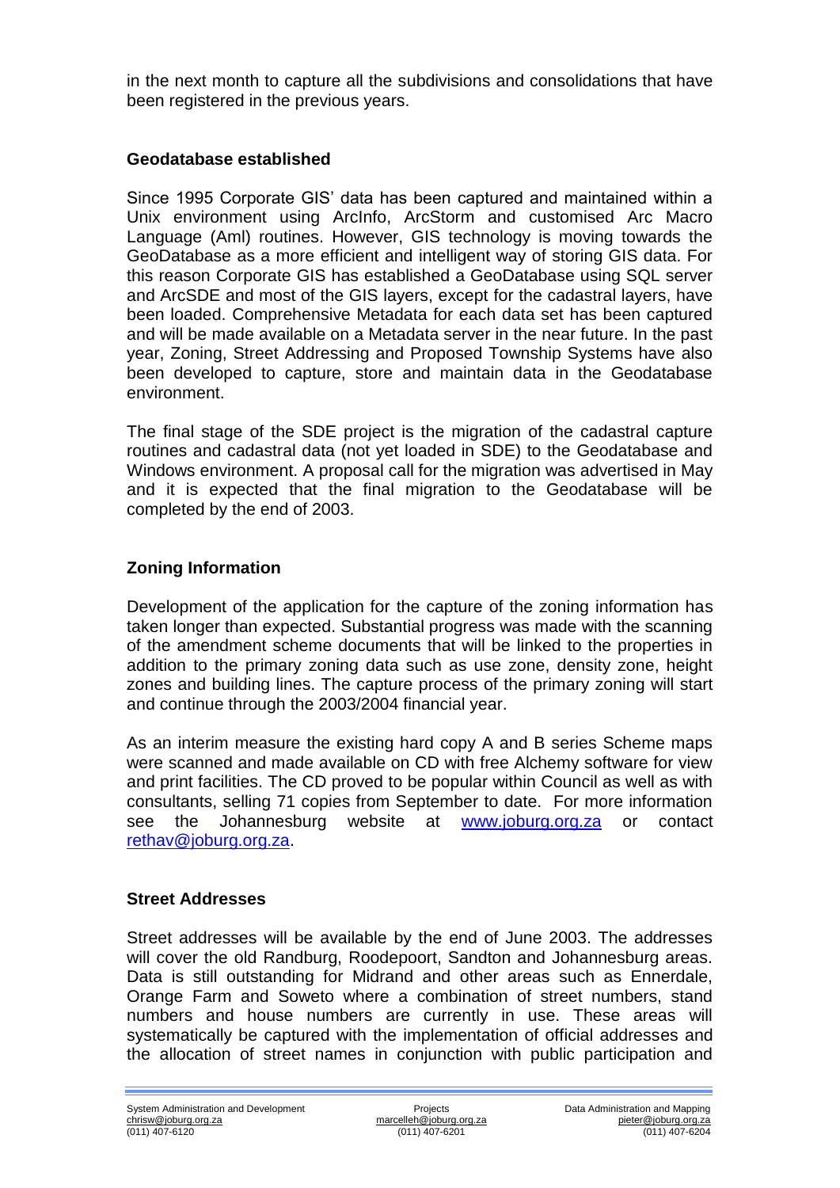in the next month to capture all the subdivisions and consolidations that have been registered in the previous years.

## Geodatabase established

Since 1995 Corporate GIS' data has been captured and maintained within a Unix environment using ArcInfo, ArcStorm and customised Arc Macro Language (Aml) routines. However, GIS technology is moving towards the GeoDatabase as a more efficient and intelligent way of storing GIS data. For this reason Corporate GIS has established a GeoDatabase using SQL server and ArcSDE and most of the GIS layers, except for the cadastral layers, have been loaded. Comprehensive Metadata for each data set has been captured and will be made available on a Metadata server in the near future. In the past year, Zoning, Street Addressing and Proposed Township Systems have also been developed to capture, store and maintain data in the Geodatabase environment.

The final stage of the SDE project is the migration of the cadastral capture routines and cadastral data (not yet loaded in SDE) to the Geodatabase and Windows environment. A proposal call for the migration was advertised in May and it is expected that the final migration to the Geodatabase will be completed by the end of 2003.

## Zoning Information

Development of the application for the capture of the zoning information has taken longer than expected. Substantial progress was made with the scanning of the amendment scheme documents that will be linked to the properties in addition to the primary zoning data such as use zone, density zone, height zones and building lines. The capture process of the primary zoning will start and continue through the 2003/2004 financial year.

As an interim measure the existing hard copy A and B series Scheme maps were scanned and made available on CD with free Alchemy software for view and print facilities. The CD proved to be popular within Council as well as with consultants, selling 71 copies from September to date. For more information see the Johannesburg website at [www.joburg.org.za](http://www.joburg.org.za) or contact [rethav@joburg.org.za](mailto:rethav@joburg.org.za).

## Street Addresses

Street addresses will be available by the end of June 2003. The addresses will cover the old Randburg, Roodepoort, Sandton and Johannesburg areas. Data is still outstanding for Midrand and other areas such as Ennerdale, Orange Farm and Soweto where a combination of street numbers, stand numbers and house numbers are currently in use. These areas will systematically be captured with the implementation of official addresses and the allocation of street names in conjunction with public participation and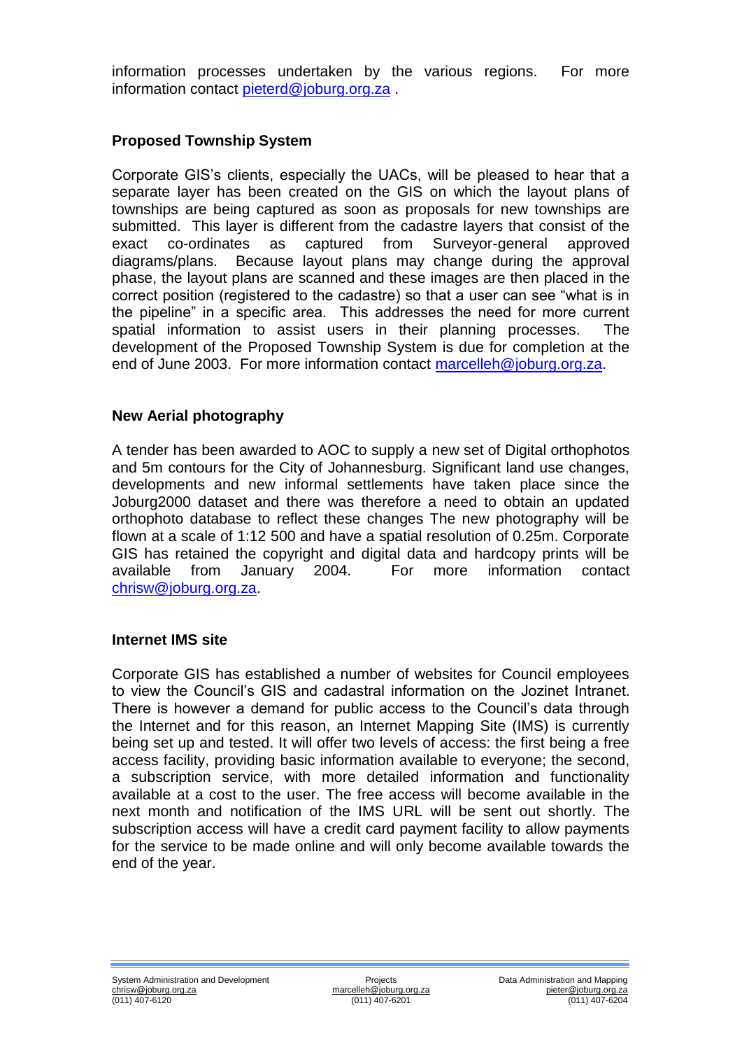information processes undertaken by the various regions. For more information contact pieterd@joburg.org.za .

**Proposed Township System**

Corporate GIS's clients, especially the UACs, will be pleased to hear that a separate layer has been created on the GIS on which the layout plans of townships are being captured as soon as proposals for new townships are submitted. This layer is different from the cadastre layers that consist of the exact co-ordinates as captured from Surveyor-general approved diagrams/plans. Because layout plans may change during the approval phase, the layout plans are scanned and these images are then placed in the correct position (registered to the cadastre) so that a user can see "what is in the pipeline" in a specific area. This addresses the need for more current spatial information to assist users in their planning processes. The development of the Proposed Township System is due for completion at the end of June 2003. For more information contact marcelleh@joburg.org.za.

**New Aerial photography**

A tender has been awarded to AOC to supply a new set of Digital orthophotos and 5m contours for the City of Johannesburg. Significant land use changes, developments and new informal settlements have taken place since the Joburg2000 dataset and there was therefore a need to obtain an updated orthophoto database to reflect these changes The new photography will be flown at a scale of 1:12 500 and have a spatial resolution of 0.25m. Corporate GIS has retained the copyright and digital data and hardcopy prints will be available from January 2004. For more information contact chrisw@joburg.org.za.

**Internet IMS site**

Corporate GIS has established a number of websites for Council employees to view the Council's GIS and cadastral information on the Jozinet Intranet. There is however a demand for public access to the Council's data through the Internet and for this reason, an Internet Mapping Site (IMS) is currently being set up and tested. It will offer two levels of access: the first being a free access facility, providing basic information available to everyone; the second, a subscription service, with more detailed information and functionality available at a cost to the user. The free access will become available in the next month and notification of the IMS URL will be sent out shortly. The subscription access will have a credit card payment facility to allow payments for the service to be made online and will only become available towards the end of the year.

System Administration and Development
chrisw@joburg.org.za
(011) 407-6120

Projects
marcelleh@joburg.org.za
(011) 407-6201

Data Administration and Mapping
pieter@joburg.org.za
(011) 407-6204